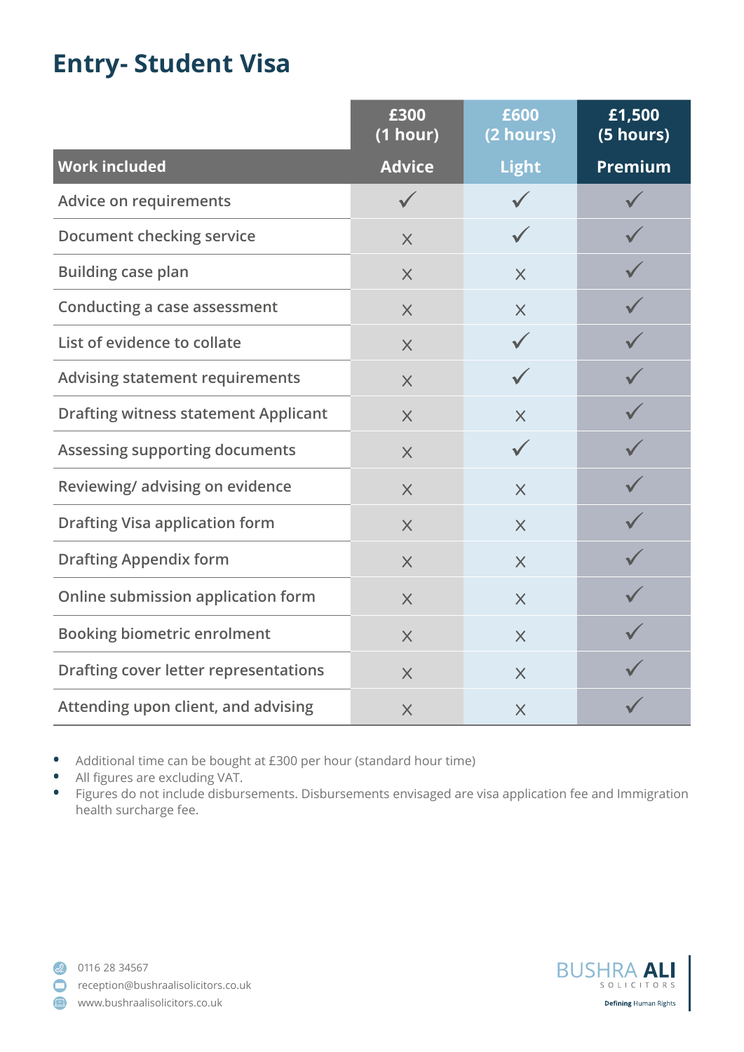# Entry- Student Visa

| Work included | £300 (1 hour) Advice | £600 (2 hours) Light | £1,500 (5 hours) Premium |
|---|---|---|---|
| Advice on requirements | ✓ | ✓ | ✓ |
| Document checking service | × | ✓ | ✓ |
| Building case plan | × | × | ✓ |
| Conducting a case assessment | × | × | ✓ |
| List of evidence to collate | × | ✓ | ✓ |
| Advising statement requirements | × | ✓ | ✓ |
| Drafting witness statement Applicant | × | × | ✓ |
| Assessing supporting documents | × | ✓ | ✓ |
| Reviewing/ advising on evidence | × | × | ✓ |
| Drafting Visa application form | × | × | ✓ |
| Drafting Appendix form | × | × | ✓ |
| Online submission application form | × | × | ✓ |
| Booking biometric enrolment | × | × | ✓ |
| Drafting cover letter representations | × | × | ✓ |
| Attending upon client, and advising | × | × | ✓ |

- Additional time can be bought at £300 per hour (standard hour time)
- All figures are excluding VAT.
- Figures do not include disbursements. Disbursements envisaged are visa application fee and Immigration health surcharge fee.

0116 28 34567
reception@bushraalisolicitors.co.uk
www.bushraalisolicitors.co.uk

BUSHRA ALI SOLICITORS
Defining Human Rights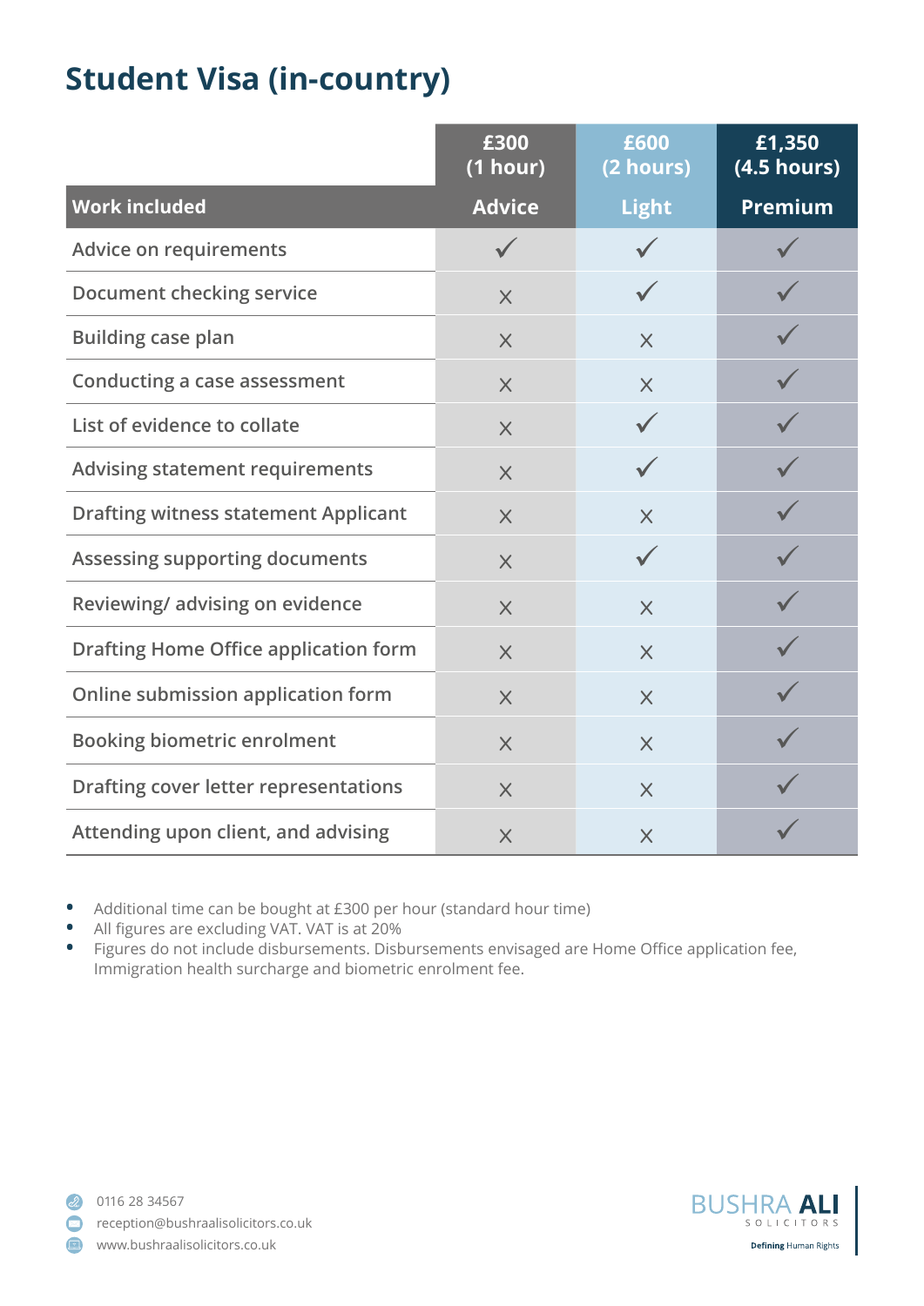# Student Visa (in-country)

| Work included | £300 (1 hour) Advice | £600 (2 hours) Light | £1,350 (4.5 hours) Premium |
|---|---|---|---|
| Advice on requirements | ✓ | ✓ | ✓ |
| Document checking service | × | ✓ | ✓ |
| Building case plan | × | × | ✓ |
| Conducting a case assessment | × | × | ✓ |
| List of evidence to collate | × | ✓ | ✓ |
| Advising statement requirements | × | ✓ | ✓ |
| Drafting witness statement Applicant | × | × | ✓ |
| Assessing supporting documents | × | ✓ | ✓ |
| Reviewing/ advising on evidence | × | × | ✓ |
| Drafting Home Office application form | × | × | ✓ |
| Online submission application form | × | × | ✓ |
| Booking biometric enrolment | × | × | ✓ |
| Drafting cover letter representations | × | × | ✓ |
| Attending upon client, and advising | × | × | ✓ |

- Additional time can be bought at £300 per hour (standard hour time)
- All figures are excluding VAT. VAT is at 20%
- Figures do not include disbursements. Disbursements envisaged are Home Office application fee, Immigration health surcharge and biometric enrolment fee.

0116 28 34567
reception@bushraalisolicitors.co.uk
www.bushraalisolicitors.co.uk

BUSHRA ALI SOLICITORS
Defining Human Rights